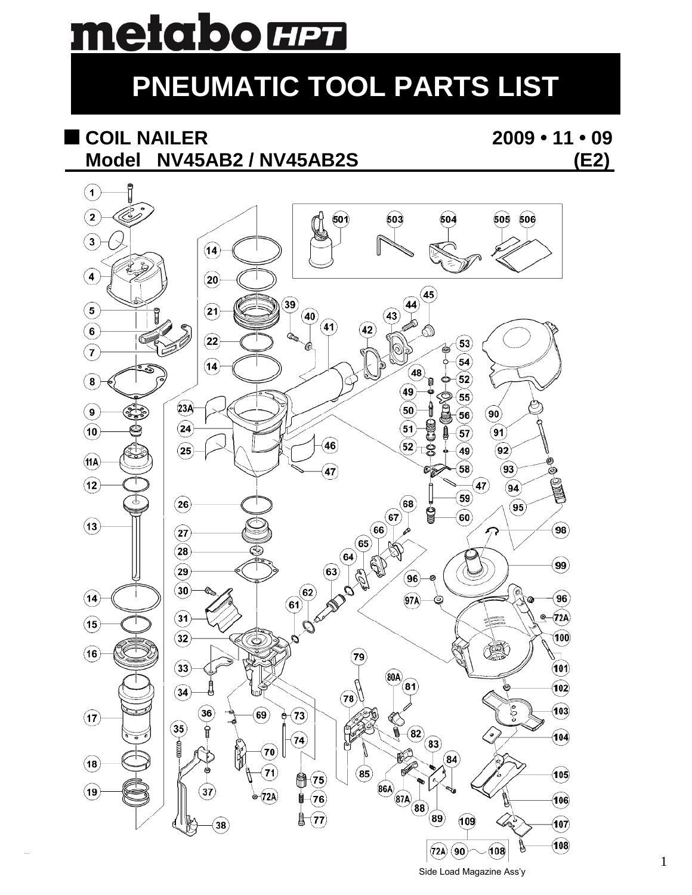# metabo HPT

# PNEUMATIC TOOL PARTS LIST

## COIL NAILER

**Model NV45AB2 / NV45AB2S**

**2009 • 11 • 09**

**(E2)**

Side Load Magazine Ass'y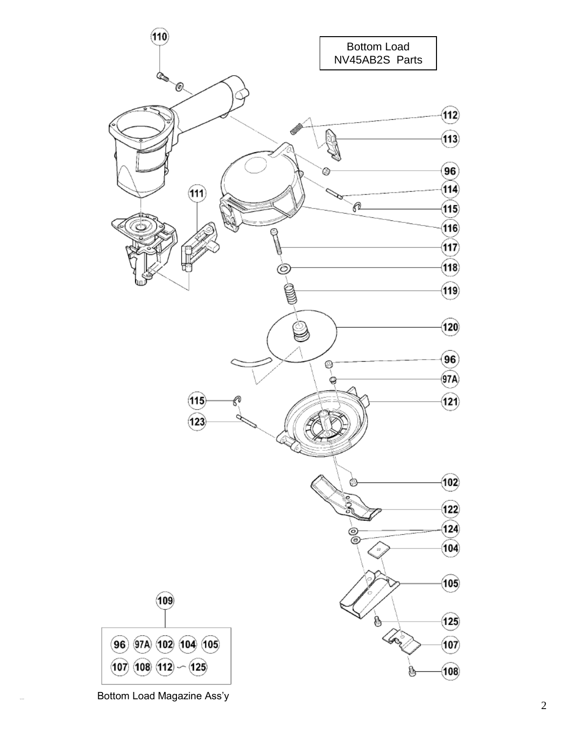Bottom Load
NV45AB2S Parts

110

112

113

96

114

111

115

116

117

118

119

120

96

97A

115

121

123

102

122

124

104

105

109

125

96 97A 102 104 105

107 108 112 ~ 125

107

108

Bottom Load Magazine Ass'y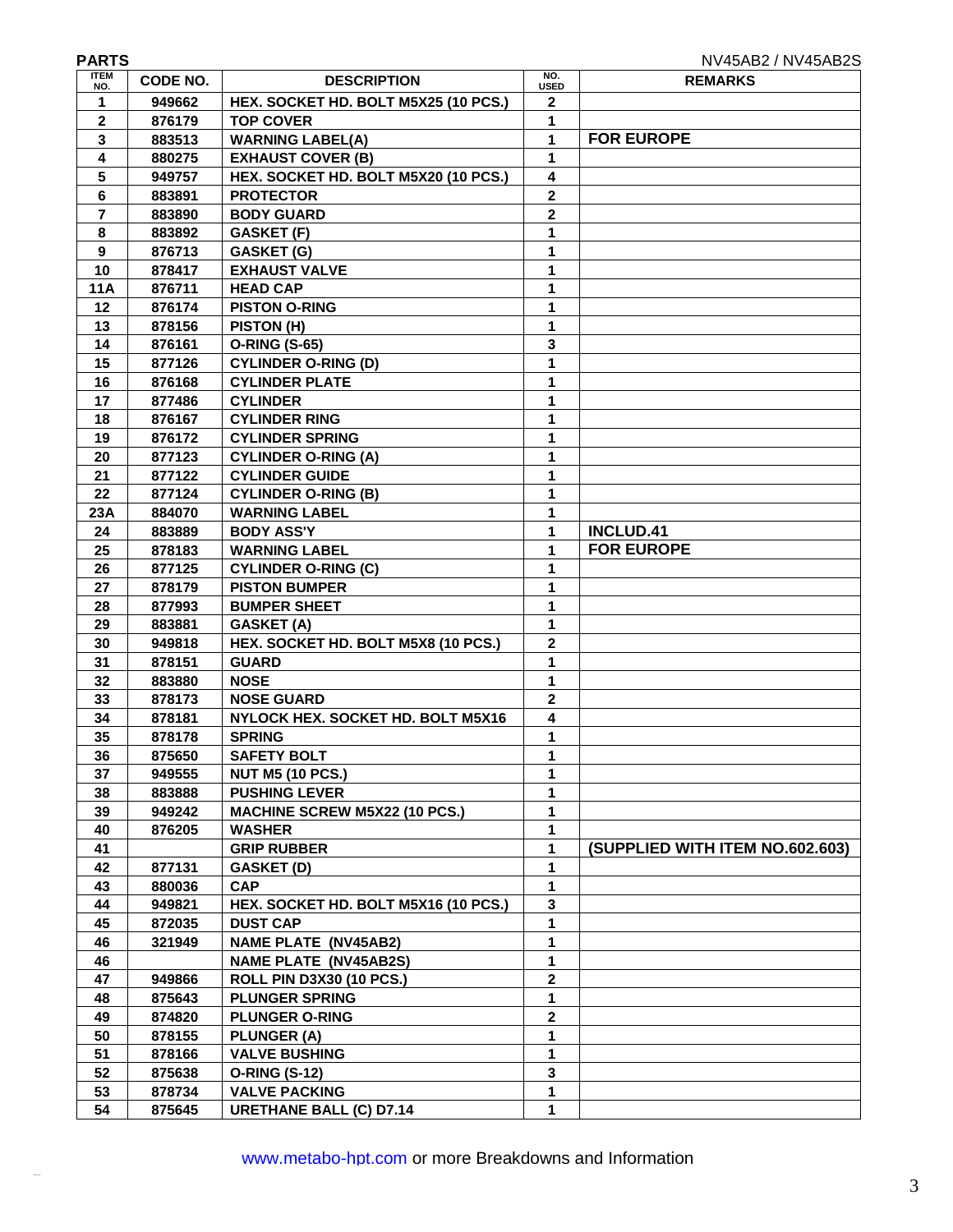**PARTS**

NV45AB2 / NV45AB2S

| ITEM NO. | CODE NO. | DESCRIPTION | NO. USED | REMARKS |
|---|---|---|---|---|
| 1 | 949662 | HEX. SOCKET HD. BOLT M5X25 (10 PCS.) | 2 | |
| 2 | 876179 | TOP COVER | 1 | |
| 3 | 883513 | WARNING LABEL(A) | 1 | FOR EUROPE |
| 4 | 880275 | EXHAUST COVER (B) | 1 | |
| 5 | 949757 | HEX. SOCKET HD. BOLT M5X20 (10 PCS.) | 4 | |
| 6 | 883891 | PROTECTOR | 2 | |
| 7 | 883890 | BODY GUARD | 2 | |
| 8 | 883892 | GASKET (F) | 1 | |
| 9 | 876713 | GASKET (G) | 1 | |
| 10 | 878417 | EXHAUST VALVE | 1 | |
| 11A | 876711 | HEAD CAP | 1 | |
| 12 | 876174 | PISTON O-RING | 1 | |
| 13 | 878156 | PISTON (H) | 1 | |
| 14 | 876161 | O-RING (S-65) | 3 | |
| 15 | 877126 | CYLINDER O-RING (D) | 1 | |
| 16 | 876168 | CYLINDER PLATE | 1 | |
| 17 | 877486 | CYLINDER | 1 | |
| 18 | 876167 | CYLINDER RING | 1 | |
| 19 | 876172 | CYLINDER SPRING | 1 | |
| 20 | 877123 | CYLINDER O-RING (A) | 1 | |
| 21 | 877122 | CYLINDER GUIDE | 1 | |
| 22 | 877124 | CYLINDER O-RING (B) | 1 | |
| 23A | 884070 | WARNING LABEL | 1 | |
| 24 | 883889 | BODY ASS'Y | 1 | INCLUD.41 |
| 25 | 878183 | WARNING LABEL | 1 | FOR EUROPE |
| 26 | 877125 | CYLINDER O-RING (C) | 1 | |
| 27 | 878179 | PISTON BUMPER | 1 | |
| 28 | 877993 | BUMPER SHEET | 1 | |
| 29 | 883881 | GASKET (A) | 1 | |
| 30 | 949818 | HEX. SOCKET HD. BOLT M5X8 (10 PCS.) | 2 | |
| 31 | 878151 | GUARD | 1 | |
| 32 | 883880 | NOSE | 1 | |
| 33 | 878173 | NOSE GUARD | 2 | |
| 34 | 878181 | NYLOCK HEX. SOCKET HD. BOLT M5X16 | 4 | |
| 35 | 878178 | SPRING | 1 | |
| 36 | 875650 | SAFETY BOLT | 1 | |
| 37 | 949555 | NUT M5 (10 PCS.) | 1 | |
| 38 | 883888 | PUSHING LEVER | 1 | |
| 39 | 949242 | MACHINE SCREW M5X22 (10 PCS.) | 1 | |
| 40 | 876205 | WASHER | 1 | |
| 41 | | GRIP RUBBER | 1 | (SUPPLIED WITH ITEM NO.602.603) |
| 42 | 877131 | GASKET (D) | 1 | |
| 43 | 880036 | CAP | 1 | |
| 44 | 949821 | HEX. SOCKET HD. BOLT M5X16 (10 PCS.) | 3 | |
| 45 | 872035 | DUST CAP | 1 | |
| 46 | 321949 | NAME PLATE (NV45AB2) | 1 | |
| 46 | | NAME PLATE (NV45AB2S) | 1 | |
| 47 | 949866 | ROLL PIN D3X30 (10 PCS.) | 2 | |
| 48 | 875643 | PLUNGER SPRING | 1 | |
| 49 | 874820 | PLUNGER O-RING | 2 | |
| 50 | 878155 | PLUNGER (A) | 1 | |
| 51 | 878166 | VALVE BUSHING | 1 | |
| 52 | 875638 | O-RING (S-12) | 3 | |
| 53 | 878734 | VALVE PACKING | 1 | |
| 54 | 875645 | URETHANE BALL (C) D7.14 | 1 | |

www.metabo-hpt.com or more Breakdowns and Information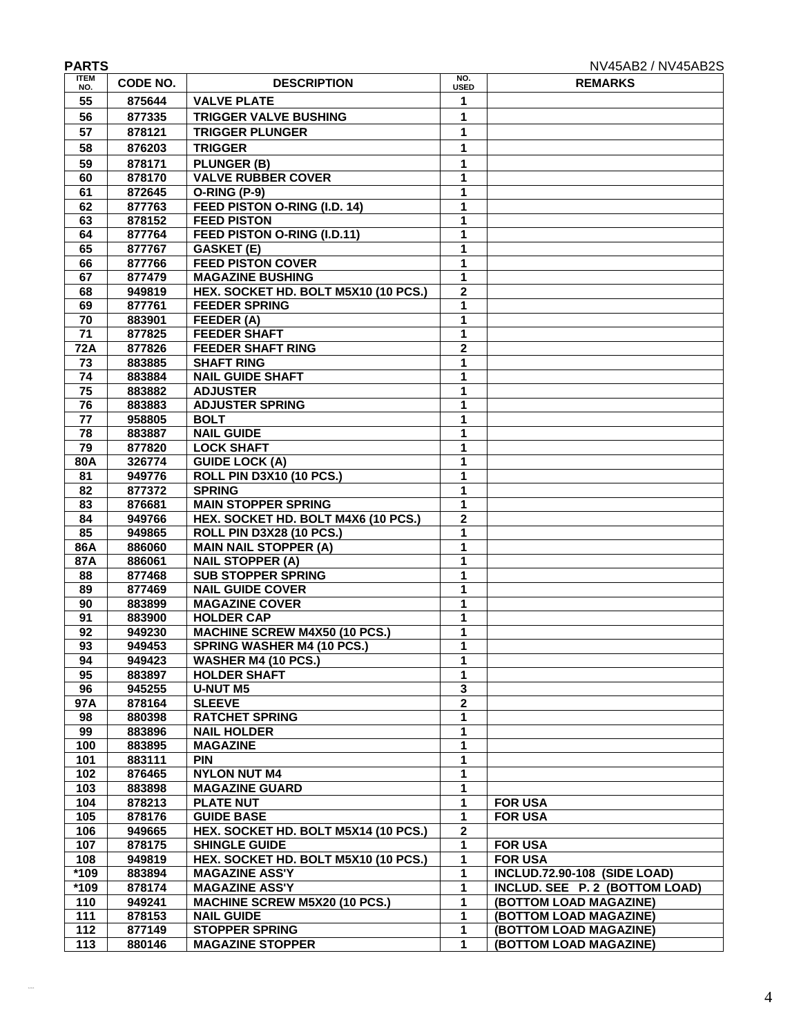**PARTS** NV45AB2 / NV45AB2S

| ITEM NO. | CODE NO. | DESCRIPTION | NO. USED | REMARKS |
|---|---|---|---|---|
| 55 | 875644 | VALVE PLATE | 1 | |
| 56 | 877335 | TRIGGER VALVE BUSHING | 1 | |
| 57 | 878121 | TRIGGER PLUNGER | 1 | |
| 58 | 876203 | TRIGGER | 1 | |
| 59 | 878171 | PLUNGER (B) | 1 | |
| 60 | 878170 | VALVE RUBBER COVER | 1 | |
| 61 | 872645 | O-RING (P-9) | 1 | |
| 62 | 877763 | FEED PISTON O-RING (I.D. 14) | 1 | |
| 63 | 878152 | FEED PISTON | 1 | |
| 64 | 877764 | FEED PISTON O-RING (I.D.11) | 1 | |
| 65 | 877767 | GASKET (E) | 1 | |
| 66 | 877766 | FEED PISTON COVER | 1 | |
| 67 | 877479 | MAGAZINE BUSHING | 1 | |
| 68 | 949819 | HEX. SOCKET HD. BOLT M5X10 (10 PCS.) | 2 | |
| 69 | 877761 | FEEDER SPRING | 1 | |
| 70 | 883901 | FEEDER (A) | 1 | |
| 71 | 877825 | FEEDER SHAFT | 1 | |
| 72A | 877826 | FEEDER SHAFT RING | 2 | |
| 73 | 883885 | SHAFT RING | 1 | |
| 74 | 883884 | NAIL GUIDE SHAFT | 1 | |
| 75 | 883882 | ADJUSTER | 1 | |
| 76 | 883883 | ADJUSTER SPRING | 1 | |
| 77 | 958805 | BOLT | 1 | |
| 78 | 883887 | NAIL GUIDE | 1 | |
| 79 | 877820 | LOCK SHAFT | 1 | |
| 80A | 326774 | GUIDE LOCK (A) | 1 | |
| 81 | 949776 | ROLL PIN D3X10 (10 PCS.) | 1 | |
| 82 | 877372 | SPRING | 1 | |
| 83 | 876681 | MAIN STOPPER SPRING | 1 | |
| 84 | 949766 | HEX. SOCKET HD. BOLT M4X6 (10 PCS.) | 2 | |
| 85 | 949865 | ROLL PIN D3X28 (10 PCS.) | 1 | |
| 86A | 886060 | MAIN NAIL STOPPER (A) | 1 | |
| 87A | 886061 | NAIL STOPPER (A) | 1 | |
| 88 | 877468 | SUB STOPPER SPRING | 1 | |
| 89 | 877469 | NAIL GUIDE COVER | 1 | |
| 90 | 883899 | MAGAZINE COVER | 1 | |
| 91 | 883900 | HOLDER CAP | 1 | |
| 92 | 949230 | MACHINE SCREW M4X50 (10 PCS.) | 1 | |
| 93 | 949453 | SPRING WASHER M4 (10 PCS.) | 1 | |
| 94 | 949423 | WASHER M4 (10 PCS.) | 1 | |
| 95 | 883897 | HOLDER SHAFT | 1 | |
| 96 | 945255 | U-NUT M5 | 3 | |
| 97A | 878164 | SLEEVE | 2 | |
| 98 | 880398 | RATCHET SPRING | 1 | |
| 99 | 883896 | NAIL HOLDER | 1 | |
| 100 | 883895 | MAGAZINE | 1 | |
| 101 | 883111 | PIN | 1 | |
| 102 | 876465 | NYLON NUT M4 | 1 | |
| 103 | 883898 | MAGAZINE GUARD | 1 | |
| 104 | 878213 | PLATE NUT | 1 | FOR USA |
| 105 | 878176 | GUIDE BASE | 1 | FOR USA |
| 106 | 949665 | HEX. SOCKET HD. BOLT M5X14 (10 PCS.) | 2 | |
| 107 | 878175 | SHINGLE GUIDE | 1 | FOR USA |
| 108 | 949819 | HEX. SOCKET HD. BOLT M5X10 (10 PCS.) | 1 | FOR USA |
| *109 | 883894 | MAGAZINE ASS'Y | 1 | INCLUD.72.90-108 (SIDE LOAD) |
| *109 | 878174 | MAGAZINE ASS'Y | 1 | INCLUD. SEE P. 2 (BOTTOM LOAD) |
| 110 | 949241 | MACHINE SCREW M5X20 (10 PCS.) | 1 | (BOTTOM LOAD MAGAZINE) |
| 111 | 878153 | NAIL GUIDE | 1 | (BOTTOM LOAD MAGAZINE) |
| 112 | 877149 | STOPPER SPRING | 1 | (BOTTOM LOAD MAGAZINE) |
| 113 | 880146 | MAGAZINE STOPPER | 1 | (BOTTOM LOAD MAGAZINE) |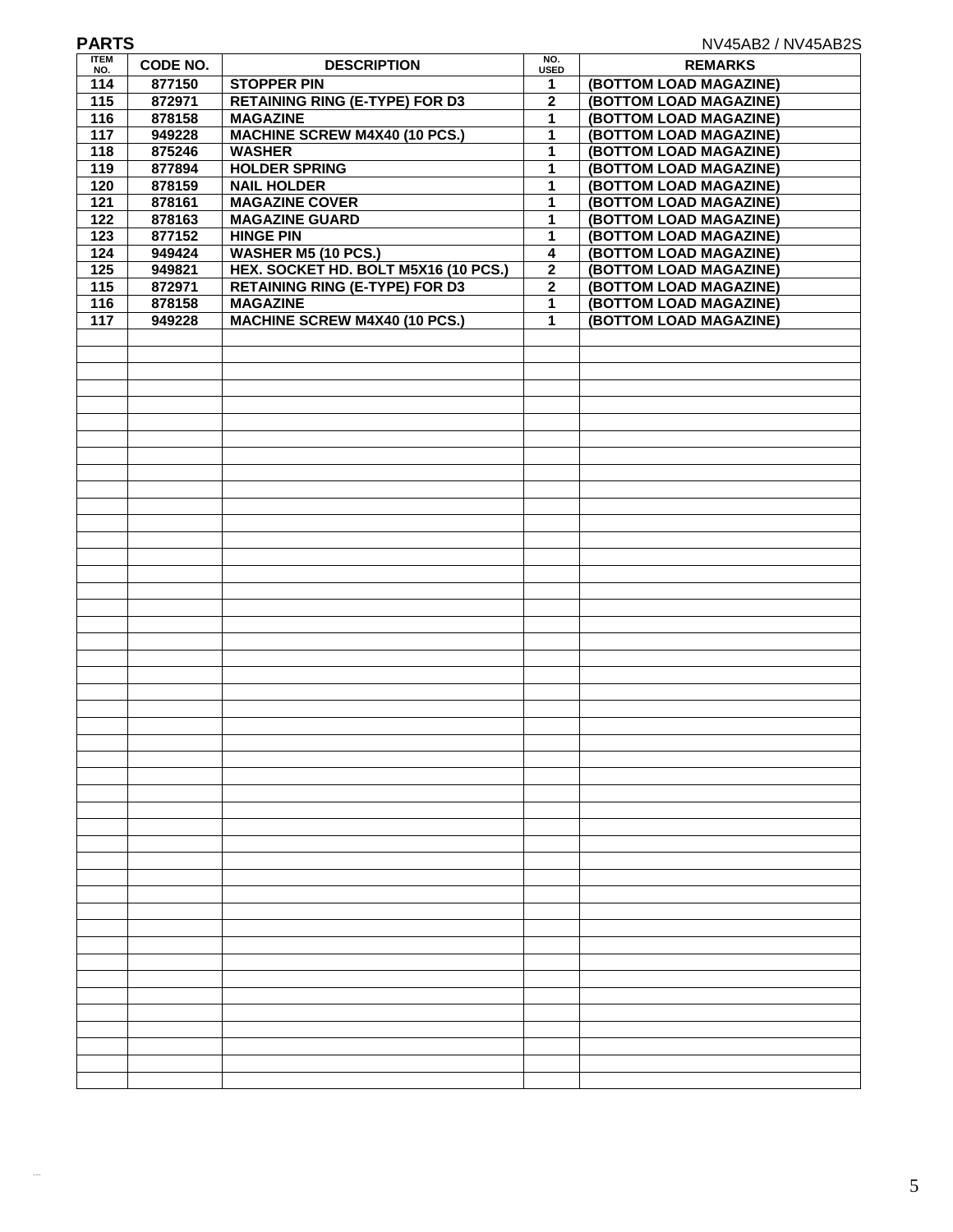## PARTS

NV45AB2 / NV45AB2S

| ITEM NO. | CODE NO. | DESCRIPTION | NO. USED | REMARKS |
|---|---|---|---|---|
| 114 | 877150 | STOPPER PIN | 1 | (BOTTOM LOAD MAGAZINE) |
| 115 | 872971 | RETAINING RING (E-TYPE) FOR D3 | 2 | (BOTTOM LOAD MAGAZINE) |
| 116 | 878158 | MAGAZINE | 1 | (BOTTOM LOAD MAGAZINE) |
| 117 | 949228 | MACHINE SCREW M4X40 (10 PCS.) | 1 | (BOTTOM LOAD MAGAZINE) |
| 118 | 875246 | WASHER | 1 | (BOTTOM LOAD MAGAZINE) |
| 119 | 877894 | HOLDER SPRING | 1 | (BOTTOM LOAD MAGAZINE) |
| 120 | 878159 | NAIL HOLDER | 1 | (BOTTOM LOAD MAGAZINE) |
| 121 | 878161 | MAGAZINE COVER | 1 | (BOTTOM LOAD MAGAZINE) |
| 122 | 878163 | MAGAZINE GUARD | 1 | (BOTTOM LOAD MAGAZINE) |
| 123 | 877152 | HINGE PIN | 1 | (BOTTOM LOAD MAGAZINE) |
| 124 | 949424 | WASHER M5 (10 PCS.) | 4 | (BOTTOM LOAD MAGAZINE) |
| 125 | 949821 | HEX. SOCKET HD. BOLT M5X16 (10 PCS.) | 2 | (BOTTOM LOAD MAGAZINE) |
| 115 | 872971 | RETAINING RING (E-TYPE) FOR D3 | 2 | (BOTTOM LOAD MAGAZINE) |
| 116 | 878158 | MAGAZINE | 1 | (BOTTOM LOAD MAGAZINE) |
| 117 | 949228 | MACHINE SCREW M4X40 (10 PCS.) | 1 | (BOTTOM LOAD MAGAZINE) |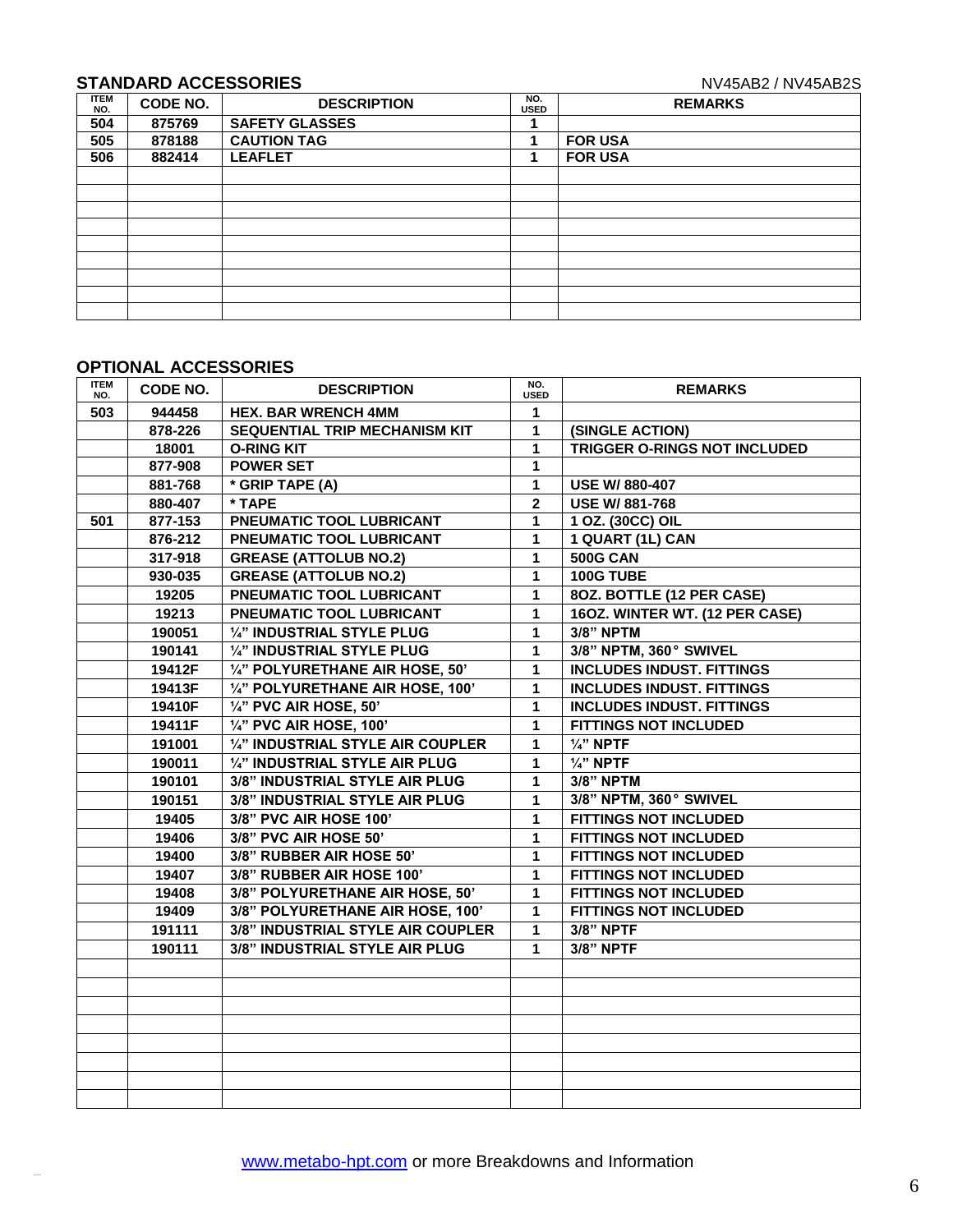## STANDARD ACCESSORIES

NV45AB2 / NV45AB2S

| ITEM NO. | CODE NO. | DESCRIPTION | NO. USED | REMARKS |
|---|---|---|---|---|
| 504 | 875769 | SAFETY GLASSES | 1 | |
| 505 | 878188 | CAUTION TAG | 1 | FOR USA |
| 506 | 882414 | LEAFLET | 1 | FOR USA |
| | | | | |
| | | | | |
| | | | | |
| | | | | |
| | | | | |
| | | | | |
| | | | | |
| | | | | |
| | | | | |

## OPTIONAL ACCESSORIES

| ITEM NO. | CODE NO. | DESCRIPTION | NO. USED | REMARKS |
|---|---|---|---|---|
| 503 | 944458 | HEX. BAR WRENCH 4MM | 1 | |
| | 878-226 | SEQUENTIAL TRIP MECHANISM KIT | 1 | (SINGLE ACTION) |
| | 18001 | O-RING KIT | 1 | TRIGGER O-RINGS NOT INCLUDED |
| | 877-908 | POWER SET | 1 | |
| | 881-768 | * GRIP TAPE (A) | 1 | USE W/ 880-407 |
| | 880-407 | * TAPE | 2 | USE W/ 881-768 |
| 501 | 877-153 | PNEUMATIC TOOL LUBRICANT | 1 | 1 OZ. (30CC) OIL |
| | 876-212 | PNEUMATIC TOOL LUBRICANT | 1 | 1 QUART (1L) CAN |
| | 317-918 | GREASE (ATTOLUB NO.2) | 1 | 500G CAN |
| | 930-035 | GREASE (ATTOLUB NO.2) | 1 | 100G TUBE |
| | 19205 | PNEUMATIC TOOL LUBRICANT | 1 | 8OZ. BOTTLE (12 PER CASE) |
| | 19213 | PNEUMATIC TOOL LUBRICANT | 1 | 16OZ. WINTER WT. (12 PER CASE) |
| | 190051 | ¼" INDUSTRIAL STYLE PLUG | 1 | 3/8" NPTM |
| | 190141 | ¼" INDUSTRIAL STYLE PLUG | 1 | 3/8" NPTM, 360° SWIVEL |
| | 19412F | ¼" POLYURETHANE AIR HOSE, 50' | 1 | INCLUDES INDUST. FITTINGS |
| | 19413F | ¼" POLYURETHANE AIR HOSE, 100' | 1 | INCLUDES INDUST. FITTINGS |
| | 19410F | ¼" PVC AIR HOSE, 50' | 1 | INCLUDES INDUST. FITTINGS |
| | 19411F | ¼" PVC AIR HOSE, 100' | 1 | FITTINGS NOT INCLUDED |
| | 191001 | ¼" INDUSTRIAL STYLE AIR COUPLER | 1 | ¼" NPTF |
| | 190011 | ¼" INDUSTRIAL STYLE AIR PLUG | 1 | ¼" NPTF |
| | 190101 | 3/8" INDUSTRIAL STYLE AIR PLUG | 1 | 3/8" NPTM |
| | 190151 | 3/8" INDUSTRIAL STYLE AIR PLUG | 1 | 3/8" NPTM, 360° SWIVEL |
| | 19405 | 3/8" PVC AIR HOSE 100' | 1 | FITTINGS NOT INCLUDED |
| | 19406 | 3/8" PVC AIR HOSE 50' | 1 | FITTINGS NOT INCLUDED |
| | 19400 | 3/8" RUBBER AIR HOSE 50' | 1 | FITTINGS NOT INCLUDED |
| | 19407 | 3/8" RUBBER AIR HOSE 100' | 1 | FITTINGS NOT INCLUDED |
| | 19408 | 3/8" POLYURETHANE AIR HOSE, 50' | 1 | FITTINGS NOT INCLUDED |
| | 19409 | 3/8" POLYURETHANE AIR HOSE, 100' | 1 | FITTINGS NOT INCLUDED |
| | 191111 | 3/8" INDUSTRIAL STYLE AIR COUPLER | 1 | 3/8" NPTF |
| | 190111 | 3/8" INDUSTRIAL STYLE AIR PLUG | 1 | 3/8" NPTF |
| | | | | |
| | | | | |
| | | | | |
| | | | | |
| | | | | |
| | | | | |
| | | | | |
| | | | | |

www.metabo-hpt.com or more Breakdowns and Information